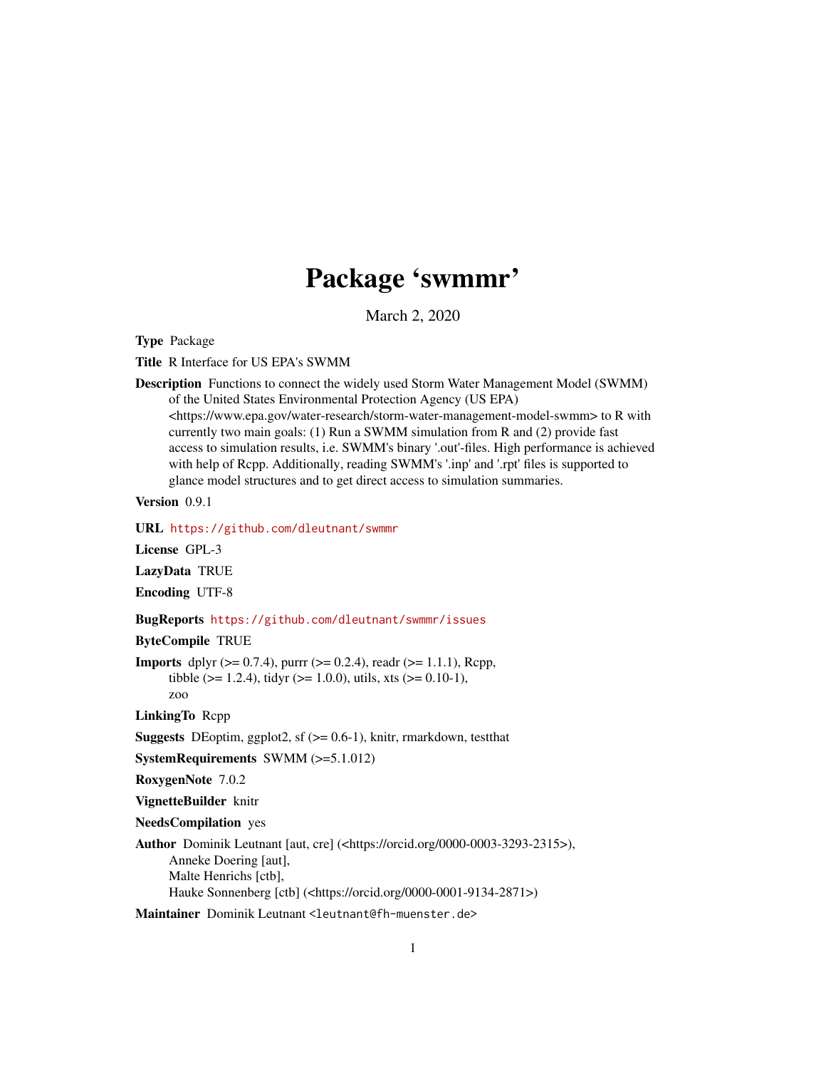# Package 'swmmr'

March 2, 2020

**Type** Package

**Title** R Interface for US EPA's SWMM

**Description** Functions to connect the widely used Storm Water Management Model (SWMM) of the United States Environmental Protection Agency (US EPA) <https://www.epa.gov/water-research/storm-water-management-model-swmm> to R with currently two main goals: (1) Run a SWMM simulation from R and (2) provide fast access to simulation results, i.e. SWMM's binary '.out'-files. High performance is achieved with help of Rcpp. Additionally, reading SWMM's '.inp' and '.rpt' files is supported to glance model structures and to get direct access to simulation summaries.

**Version** 0.9.1

**URL** https://github.com/dleutnant/swmmr

**License** GPL-3

**LazyData** TRUE

**Encoding** UTF-8

**BugReports** https://github.com/dleutnant/swmmr/issues

**ByteCompile** TRUE

**Imports** dplyr (>= 0.7.4), purrr (>= 0.2.4), readr (>= 1.1.1), Rcpp, tibble (>= 1.2.4), tidyr (>= 1.0.0), utils, xts (>= 0.10-1), zoo

**LinkingTo** Rcpp

**Suggests** DEoptim, ggplot2, sf (>= 0.6-1), knitr, rmarkdown, testthat

**SystemRequirements** SWMM (>=5.1.012)

**RoxygenNote** 7.0.2

**VignetteBuilder** knitr

**NeedsCompilation** yes

**Author** Dominik Leutnant [aut, cre] (<https://orcid.org/0000-0003-3293-2315>), Anneke Doering [aut], Malte Henrichs [ctb], Hauke Sonnenberg [ctb] (<https://orcid.org/0000-0001-9134-2871>)

**Maintainer** Dominik Leutnant <leutnant@fh-muenster.de>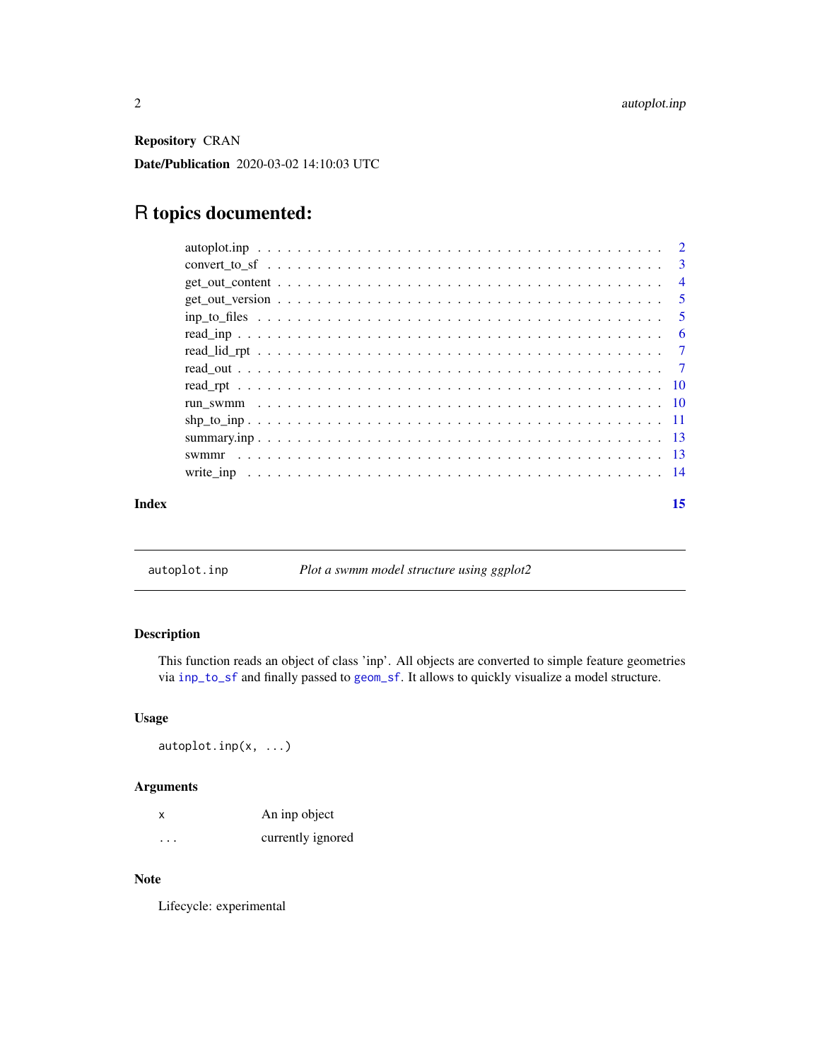**Repository** CRAN

**Date/Publication** 2020-03-02 14:10:03 UTC

# R topics documented:

| | |
|---|---|
| autoplot.inp | 2 |
| convert_to_sf | 3 |
| get_out_content | 4 |
| get_out_version | 5 |
| inp_to_files | 5 |
| read_inp | 6 |
| read_lid_rpt | 7 |
| read_out | 7 |
| read_rpt | 10 |
| run_swmm | 10 |
| shp_to_inp | 11 |
| summary.inp | 13 |
| swmmr | 13 |
| write_inp | 14 |

**Index** 15

---

`autoplot.inp` *Plot a swmm model structure using ggplot2*

---

## Description

This function reads an object of class 'inp'. All objects are converted to simple feature geometries via `inp_to_sf` and finally passed to `geom_sf`. It allows to quickly visualize a model structure.

## Usage

```
autoplot.inp(x, ...)
```

## Arguments

| | |
|---|---|
| `x` | An inp object |
| `...` | currently ignored |

## Note

Lifecycle: experimental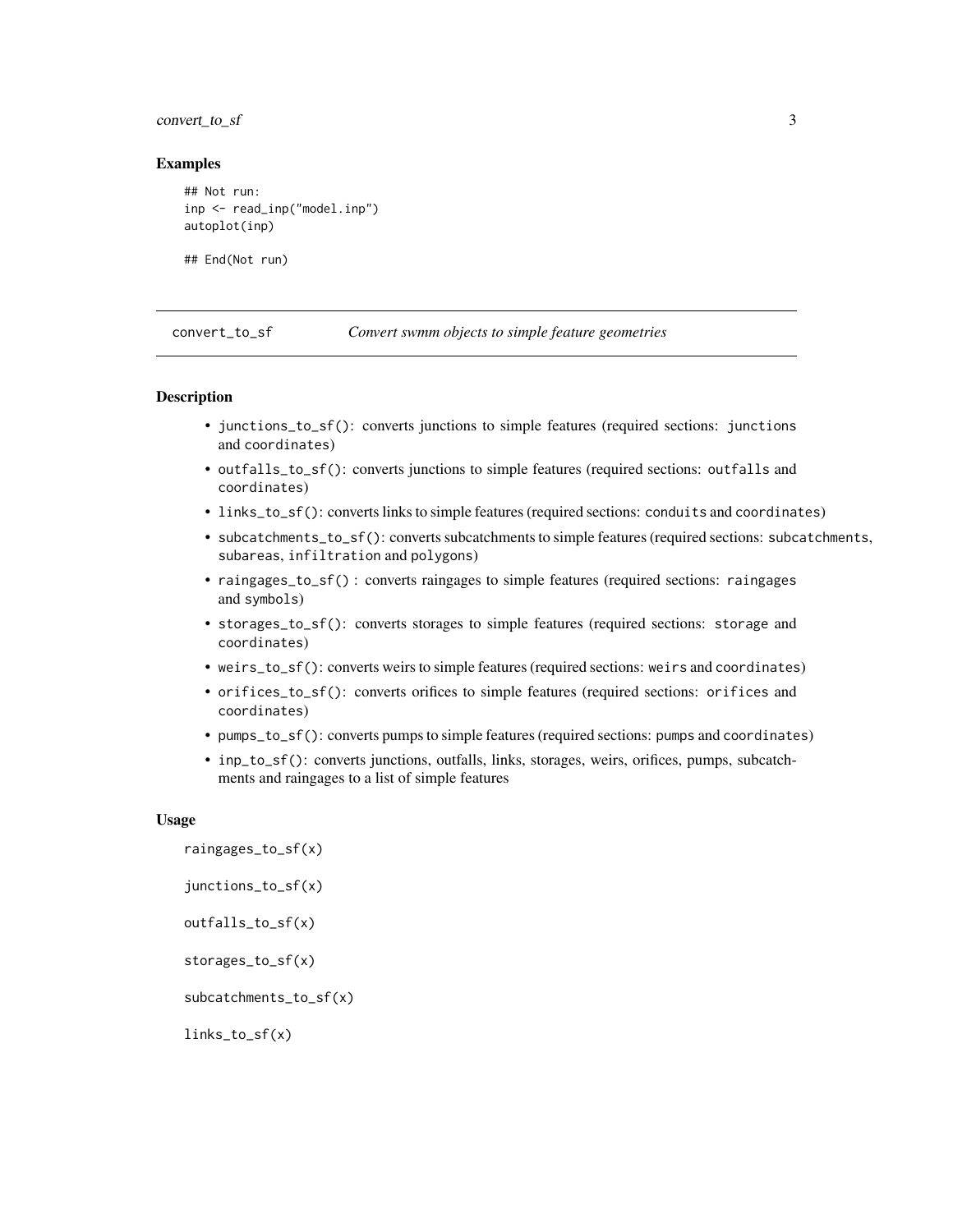### Examples

```
## Not run:
inp <- read_inp("model.inp")
autoplot(inp)

## End(Not run)
```

## convert_to_sf    *Convert swmm objects to simple feature geometries*

### Description

- `junctions_to_sf()`: converts junctions to simple features (required sections: `junctions` and `coordinates`)
- `outfalls_to_sf()`: converts junctions to simple features (required sections: `outfalls` and `coordinates`)
- `links_to_sf()`: converts links to simple features (required sections: `conduits` and `coordinates`)
- `subcatchments_to_sf()`: converts subcatchments to simple features (required sections: `subcatchments`, `subareas`, `infiltration` and `polygons`)
- `raingages_to_sf()` : converts raingages to simple features (required sections: `raingages` and `symbols`)
- `storages_to_sf()`: converts storages to simple features (required sections: `storage` and `coordinates`)
- `weirs_to_sf()`: converts weirs to simple features (required sections: `weirs` and `coordinates`)
- `orifices_to_sf()`: converts orifices to simple features (required sections: `orifices` and `coordinates`)
- `pumps_to_sf()`: converts pumps to simple features (required sections: `pumps` and `coordinates`)
- `inp_to_sf()`: converts junctions, outfalls, links, storages, weirs, orifices, pumps, subcatchments and raingages to a list of simple features

### Usage

```
raingages_to_sf(x)

junctions_to_sf(x)

outfalls_to_sf(x)

storages_to_sf(x)

subcatchments_to_sf(x)

links_to_sf(x)
```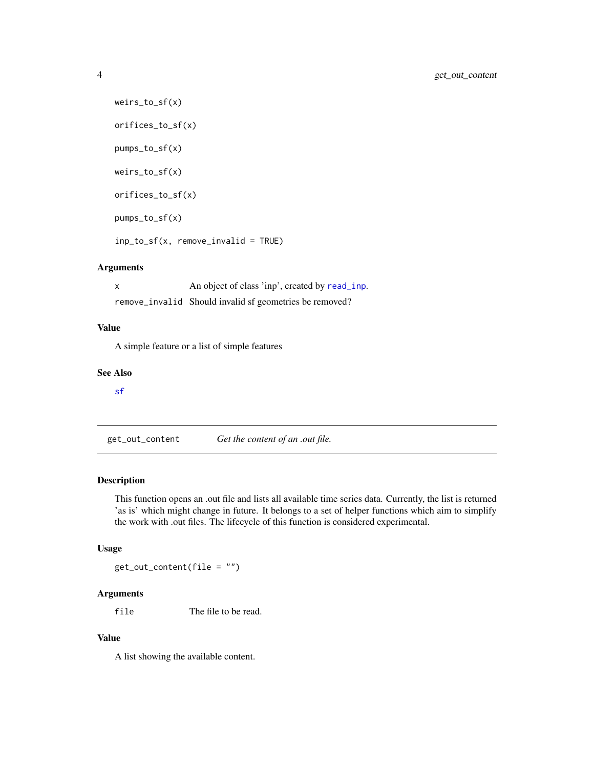```
weirs_to_sf(x)

orifices_to_sf(x)

pumps_to_sf(x)

weirs_to_sf(x)

orifices_to_sf(x)

pumps_to_sf(x)

inp_to_sf(x, remove_invalid = TRUE)
```

### Arguments

| | |
|---|---|
| `x` | An object of class 'inp', created by `read_inp`. |
| `remove_invalid` | Should invalid sf geometries be removed? |

### Value

A simple feature or a list of simple features

### See Also

`sf`

---

## `get_out_content` *Get the content of an .out file.*

---

### Description

This function opens an .out file and lists all available time series data. Currently, the list is returned 'as is' which might change in future. It belongs to a set of helper functions which aim to simplify the work with .out files. The lifecycle of this function is considered experimental.

### Usage

```
get_out_content(file = "")
```

### Arguments

| | |
|---|---|
| `file` | The file to be read. |

### Value

A list showing the available content.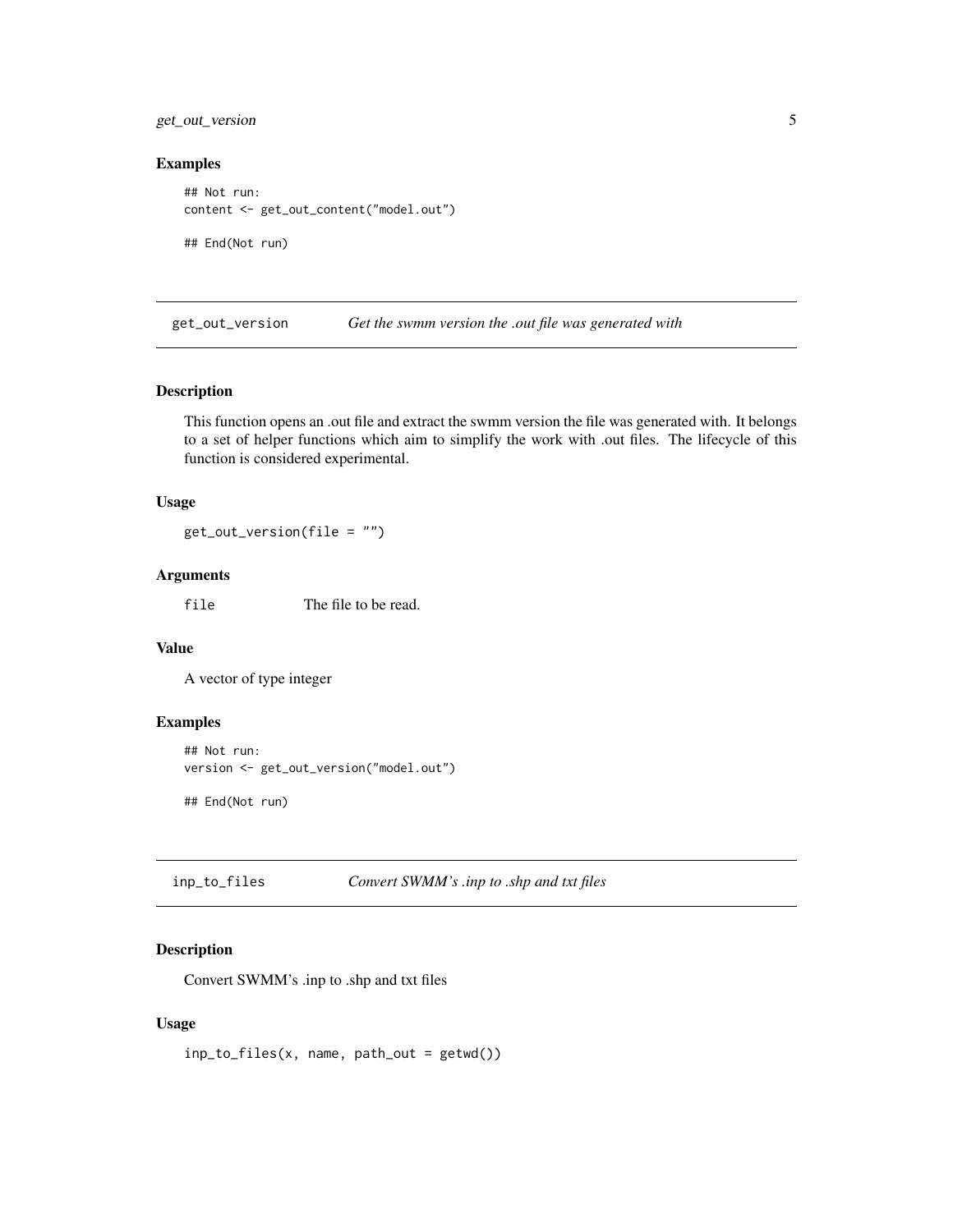### Examples

```
## Not run:
content <- get_out_content("model.out")

## End(Not run)
```

## get_out_version — *Get the swmm version the .out file was generated with*

### Description

This function opens an .out file and extract the swmm version the file was generated with. It belongs to a set of helper functions which aim to simplify the work with .out files. The lifecycle of this function is considered experimental.

### Usage

```
get_out_version(file = "")
```

### Arguments

| | |
|---|---|
| `file` | The file to be read. |

### Value

A vector of type integer

### Examples

```
## Not run:
version <- get_out_version("model.out")

## End(Not run)
```

## inp_to_files — *Convert SWMM's .inp to .shp and txt files*

### Description

Convert SWMM's .inp to .shp and txt files

### Usage

```
inp_to_files(x, name, path_out = getwd())
```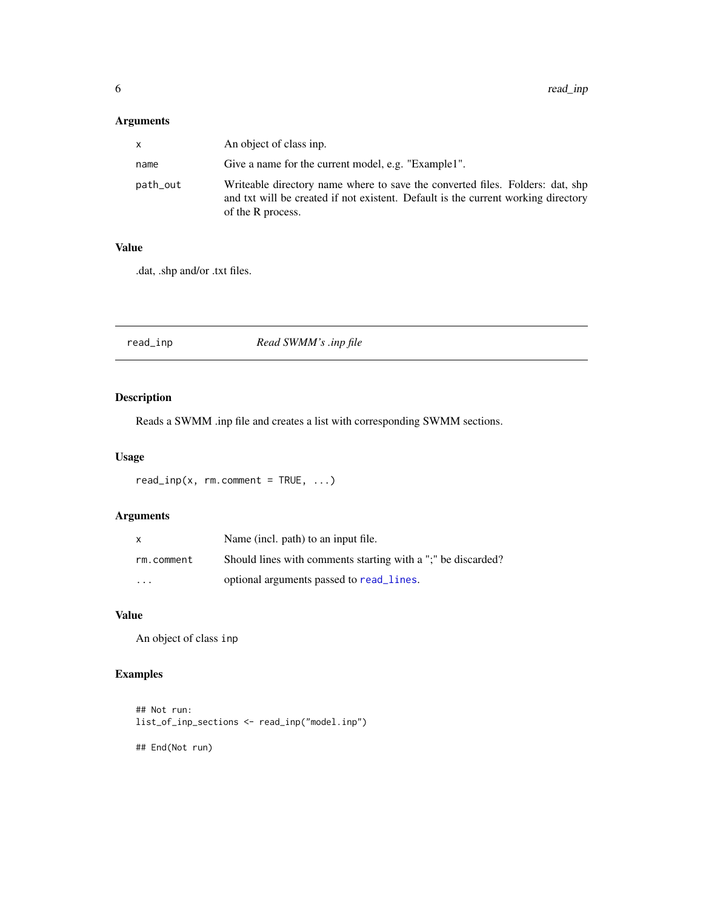## Arguments

| | |
|---|---|
| `x` | An object of class inp. |
| `name` | Give a name for the current model, e.g. "Example1". |
| `path_out` | Writeable directory name where to save the converted files. Folders: dat, shp and txt will be created if not existent. Default is the current working directory of the R process. |

## Value

.dat, .shp and/or .txt files.

---

`read_inp` *Read SWMM's .inp file*

---

## Description

Reads a SWMM .inp file and creates a list with corresponding SWMM sections.

## Usage

```
read_inp(x, rm.comment = TRUE, ...)
```

## Arguments

| | |
|---|---|
| `x` | Name (incl. path) to an input file. |
| `rm.comment` | Should lines with comments starting with a ";" be discarded? |
| `...` | optional arguments passed to `read_lines`. |

## Value

An object of class `inp`

## Examples

```
## Not run:
list_of_inp_sections <- read_inp("model.inp")

## End(Not run)
```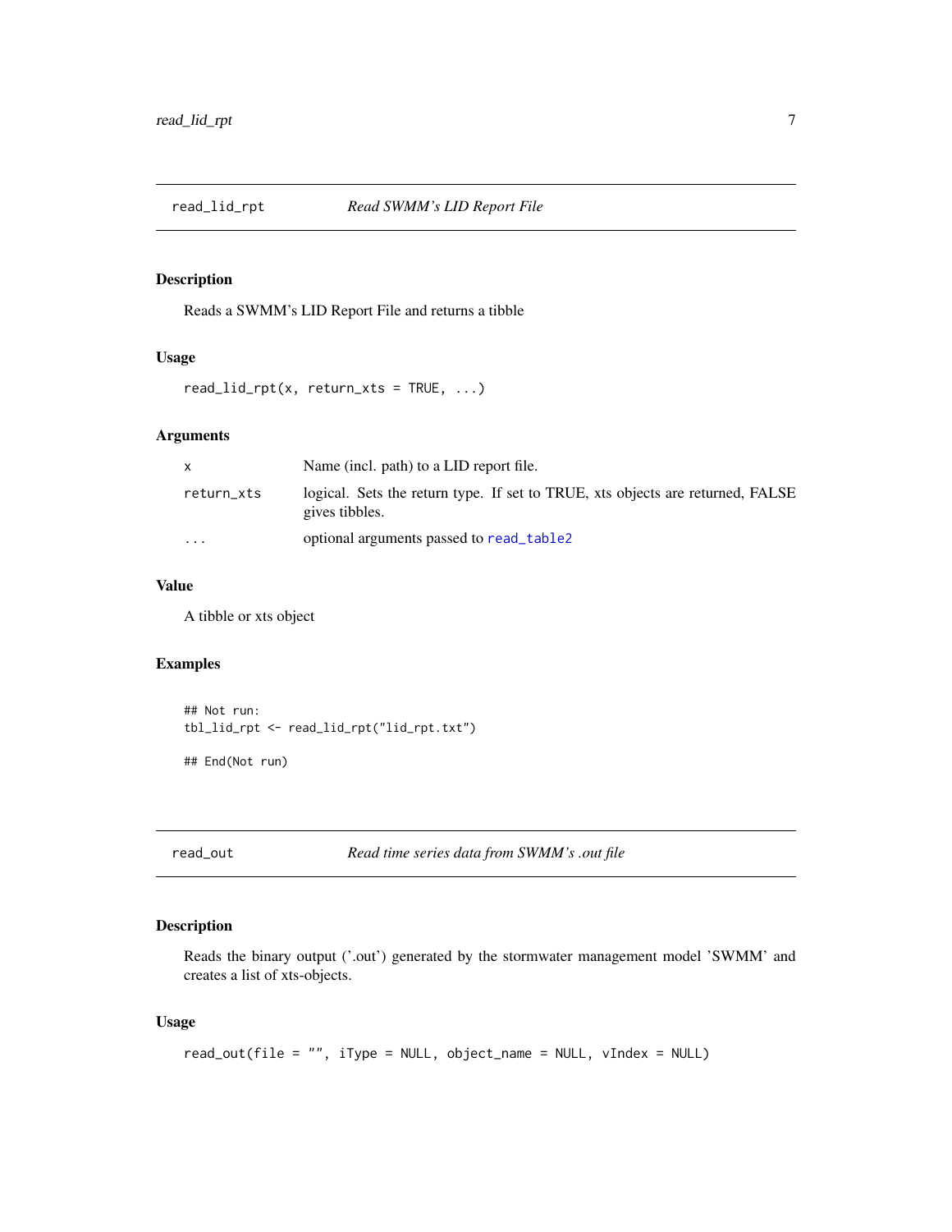## read_lid_rpt — *Read SWMM's LID Report File*

### Description

Reads a SWMM's LID Report File and returns a tibble

### Usage

```
read_lid_rpt(x, return_xts = TRUE, ...)
```

### Arguments

| | |
|---|---|
| x | Name (incl. path) to a LID report file. |
| return_xts | logical. Sets the return type. If set to TRUE, xts objects are returned, FALSE gives tibbles. |
| ... | optional arguments passed to read_table2 |

### Value

A tibble or xts object

### Examples

```
## Not run:
tbl_lid_rpt <- read_lid_rpt("lid_rpt.txt")

## End(Not run)
```

## read_out — *Read time series data from SWMM's .out file*

### Description

Reads the binary output ('.out') generated by the stormwater management model 'SWMM' and creates a list of xts-objects.

### Usage

```
read_out(file = "", iType = NULL, object_name = NULL, vIndex = NULL)
```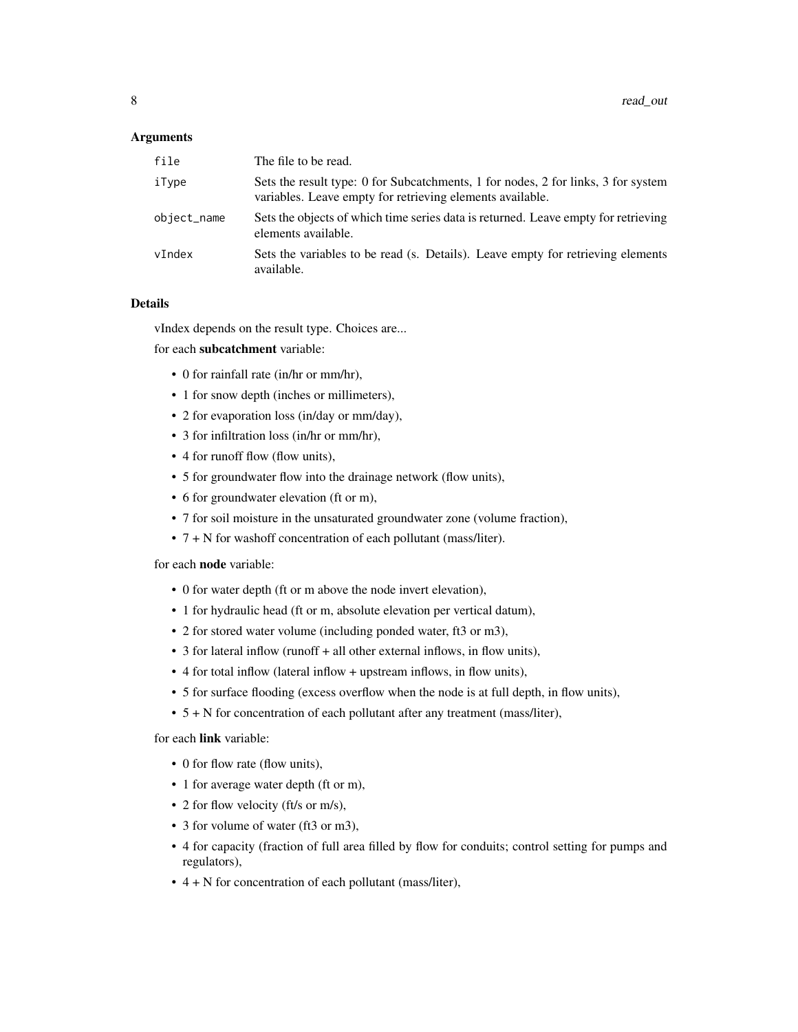## Arguments

| | |
|---|---|
| file | The file to be read. |
| iType | Sets the result type: 0 for Subcatchments, 1 for nodes, 2 for links, 3 for system variables. Leave empty for retrieving elements available. |
| object_name | Sets the objects of which time series data is returned. Leave empty for retrieving elements available. |
| vIndex | Sets the variables to be read (s. Details). Leave empty for retrieving elements available. |

## Details

vIndex depends on the result type. Choices are...

for each **subcatchment** variable:

- 0 for rainfall rate (in/hr or mm/hr),
- 1 for snow depth (inches or millimeters),
- 2 for evaporation loss (in/day or mm/day),
- 3 for infiltration loss (in/hr or mm/hr),
- 4 for runoff flow (flow units),
- 5 for groundwater flow into the drainage network (flow units),
- 6 for groundwater elevation (ft or m),
- 7 for soil moisture in the unsaturated groundwater zone (volume fraction),
- 7 + N for washoff concentration of each pollutant (mass/liter).

for each **node** variable:

- 0 for water depth (ft or m above the node invert elevation),
- 1 for hydraulic head (ft or m, absolute elevation per vertical datum),
- 2 for stored water volume (including ponded water, ft3 or m3),
- 3 for lateral inflow (runoff + all other external inflows, in flow units),
- 4 for total inflow (lateral inflow + upstream inflows, in flow units),
- 5 for surface flooding (excess overflow when the node is at full depth, in flow units),
- 5 + N for concentration of each pollutant after any treatment (mass/liter),

for each **link** variable:

- 0 for flow rate (flow units),
- 1 for average water depth (ft or m),
- 2 for flow velocity (ft/s or m/s),
- 3 for volume of water (ft3 or m3),
- 4 for capacity (fraction of full area filled by flow for conduits; control setting for pumps and regulators),
- 4 + N for concentration of each pollutant (mass/liter),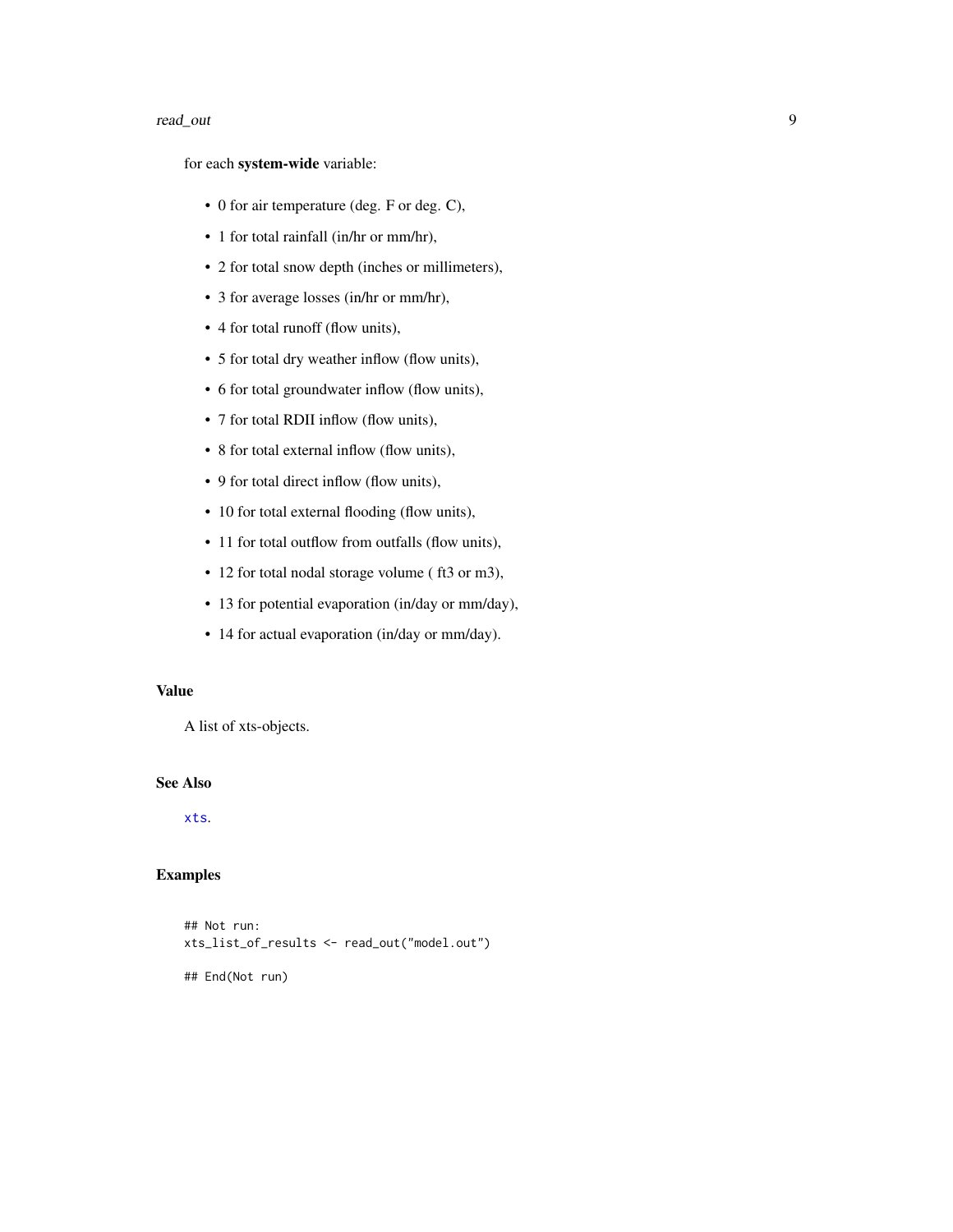for each **system-wide** variable:

- 0 for air temperature (deg. F or deg. C),
- 1 for total rainfall (in/hr or mm/hr),
- 2 for total snow depth (inches or millimeters),
- 3 for average losses (in/hr or mm/hr),
- 4 for total runoff (flow units),
- 5 for total dry weather inflow (flow units),
- 6 for total groundwater inflow (flow units),
- 7 for total RDII inflow (flow units),
- 8 for total external inflow (flow units),
- 9 for total direct inflow (flow units),
- 10 for total external flooding (flow units),
- 11 for total outflow from outfalls (flow units),
- 12 for total nodal storage volume ( ft3 or m3),
- 13 for potential evaporation (in/day or mm/day),
- 14 for actual evaporation (in/day or mm/day).

## Value

A list of xts-objects.

## See Also

xts.

## Examples

```
## Not run:
xts_list_of_results <- read_out("model.out")

## End(Not run)
```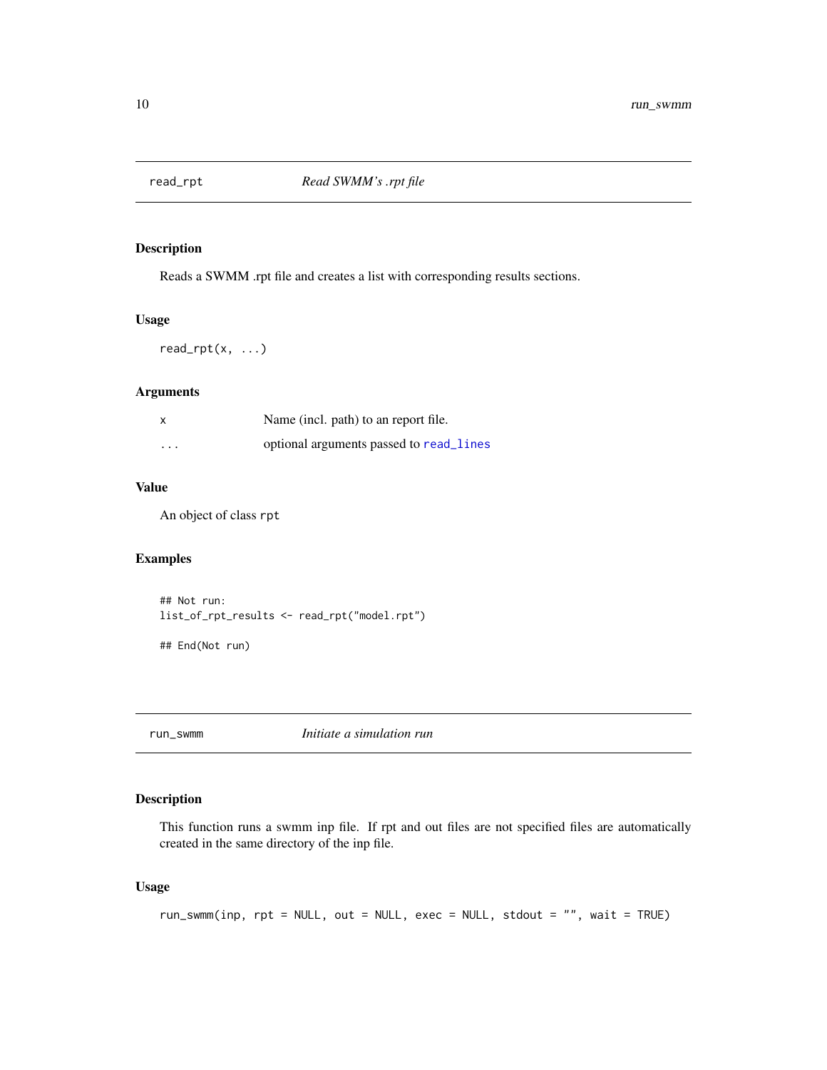## read_rpt *Read SWMM's .rpt file*

### Description

Reads a SWMM .rpt file and creates a list with corresponding results sections.

### Usage

```
read_rpt(x, ...)
```

### Arguments

| | |
|---|---|
| x | Name (incl. path) to an report file. |
| ... | optional arguments passed to read_lines |

### Value

An object of class `rpt`

### Examples

```
## Not run:
list_of_rpt_results <- read_rpt("model.rpt")

## End(Not run)
```

## run_swmm *Initiate a simulation run*

### Description

This function runs a swmm inp file. If rpt and out files are not specified files are automatically created in the same directory of the inp file.

### Usage

```
run_swmm(inp, rpt = NULL, out = NULL, exec = NULL, stdout = "", wait = TRUE)
```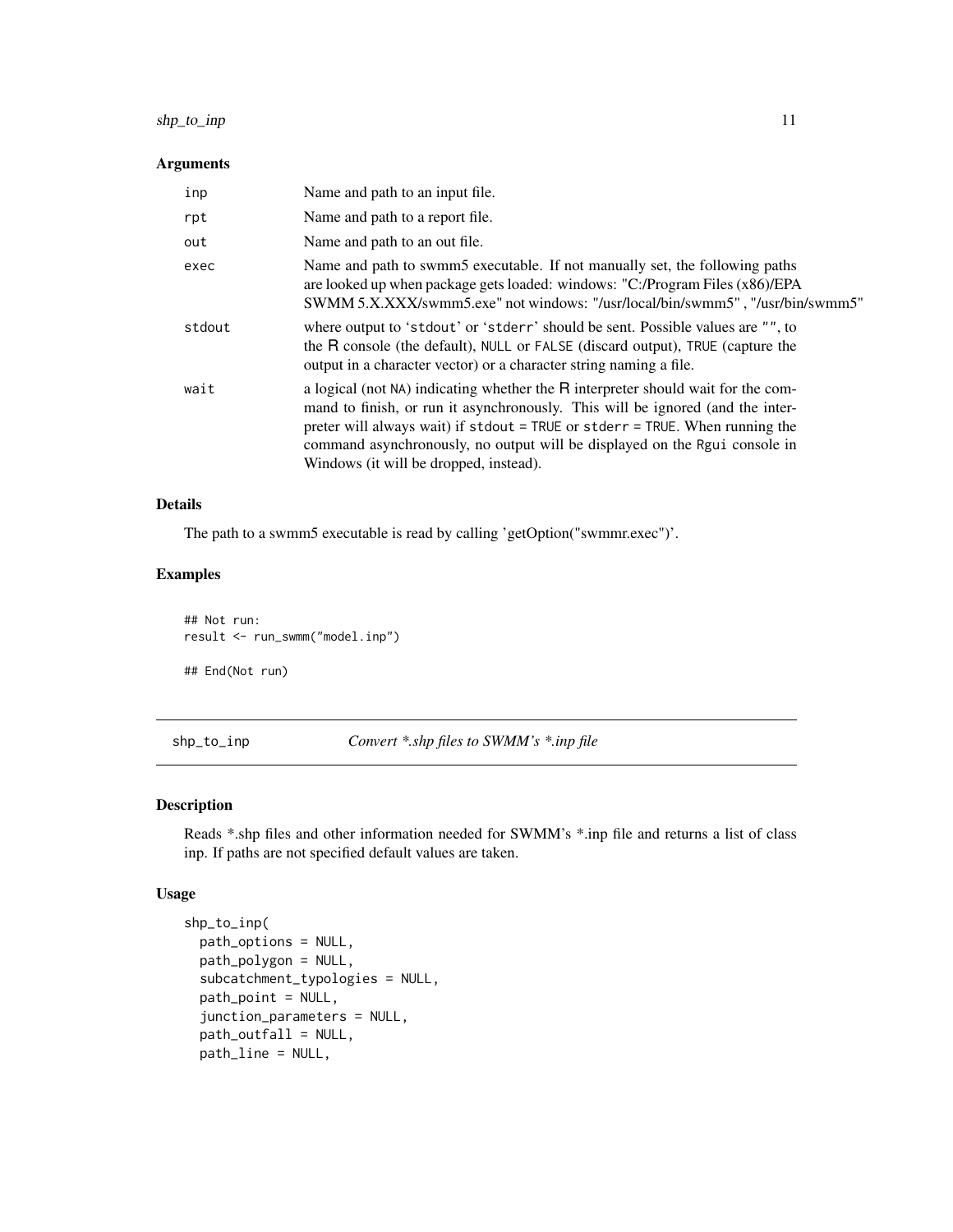### Arguments

| | |
|---|---|
| inp | Name and path to an input file. |
| rpt | Name and path to a report file. |
| out | Name and path to an out file. |
| exec | Name and path to swmm5 executable. If not manually set, the following paths are looked up when package gets loaded: windows: "C:/Program Files (x86)/EPA SWMM 5.X.XXX/swmm5.exe" not windows: "/usr/local/bin/swmm5" , "/usr/bin/swmm5" |
| stdout | where output to 'stdout' or 'stderr' should be sent. Possible values are "", to the R console (the default), NULL or FALSE (discard output), TRUE (capture the output in a character vector) or a character string naming a file. |
| wait | a logical (not NA) indicating whether the R interpreter should wait for the command to finish, or run it asynchronously. This will be ignored (and the interpreter will always wait) if stdout = TRUE or stderr = TRUE. When running the command asynchronously, no output will be displayed on the Rgui console in Windows (it will be dropped, instead). |

### Details

The path to a swmm5 executable is read by calling 'getOption("swmmr.exec")'.

### Examples

```
## Not run:
result <- run_swmm("model.inp")

## End(Not run)
```

---

## shp_to_inp *Convert *.shp files to SWMM's *.inp file*

### Description

Reads *.shp files and other information needed for SWMM's *.inp file and returns a list of class inp. If paths are not specified default values are taken.

### Usage

```
shp_to_inp(
  path_options = NULL,
  path_polygon = NULL,
  subcatchment_typologies = NULL,
  path_point = NULL,
  junction_parameters = NULL,
  path_outfall = NULL,
  path_line = NULL,
```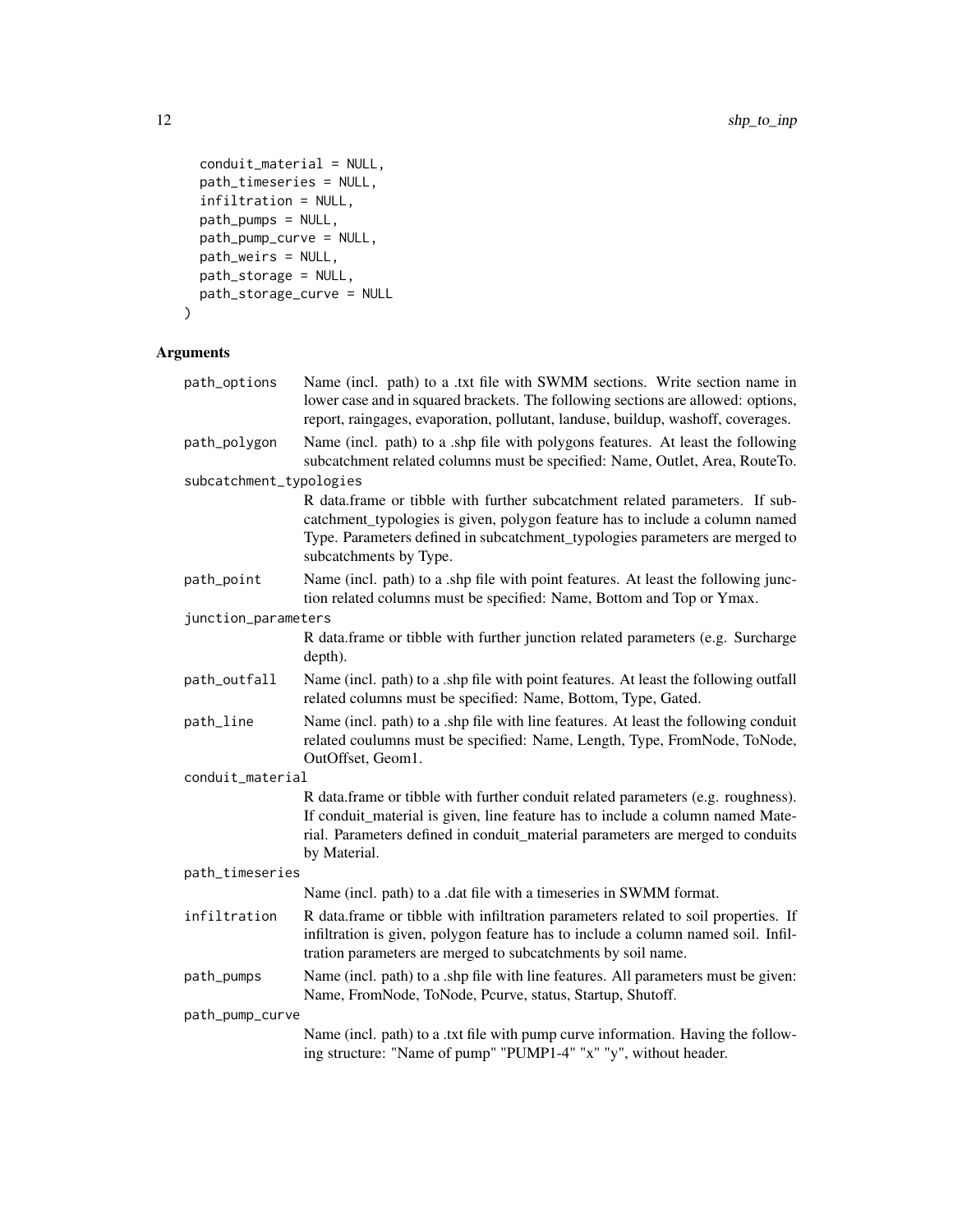```
  conduit_material = NULL,
  path_timeseries = NULL,
  infiltration = NULL,
  path_pumps = NULL,
  path_pump_curve = NULL,
  path_weirs = NULL,
  path_storage = NULL,
  path_storage_curve = NULL
)
```

## Arguments

| Argument | Description |
|---|---|
| `path_options` | Name (incl. path) to a .txt file with SWMM sections. Write section name in lower case and in squared brackets. The following sections are allowed: options, report, raingages, evaporation, pollutant, landuse, buildup, washoff, coverages. |
| `path_polygon` | Name (incl. path) to a .shp file with polygons features. At least the following subcatchment related columns must be specified: Name, Outlet, Area, RouteTo. |
| `subcatchment_typologies` | R data.frame or tibble with further subcatchment related parameters. If subcatchment_typologies is given, polygon feature has to include a column named Type. Parameters defined in subcatchment_typologies parameters are merged to subcatchments by Type. |
| `path_point` | Name (incl. path) to a .shp file with point features. At least the following junction related columns must be specified: Name, Bottom and Top or Ymax. |
| `junction_parameters` | R data.frame or tibble with further junction related parameters (e.g. Surcharge depth). |
| `path_outfall` | Name (incl. path) to a .shp file with point features. At least the following outfall related columns must be specified: Name, Bottom, Type, Gated. |
| `path_line` | Name (incl. path) to a .shp file with line features. At least the following conduit related coulumns must be specified: Name, Length, Type, FromNode, ToNode, OutOffset, Geom1. |
| `conduit_material` | R data.frame or tibble with further conduit related parameters (e.g. roughness). If conduit_material is given, line feature has to include a column named Material. Parameters defined in conduit_material parameters are merged to conduits by Material. |
| `path_timeseries` | Name (incl. path) to a .dat file with a timeseries in SWMM format. |
| `infiltration` | R data.frame or tibble with infiltration parameters related to soil properties. If infiltration is given, polygon feature has to include a column named soil. Infiltration parameters are merged to subcatchments by soil name. |
| `path_pumps` | Name (incl. path) to a .shp file with line features. All parameters must be given: Name, FromNode, ToNode, Pcurve, status, Startup, Shutoff. |
| `path_pump_curve` | Name (incl. path) to a .txt file with pump curve information. Having the following structure: "Name of pump" "PUMP1-4" "x" "y", without header. |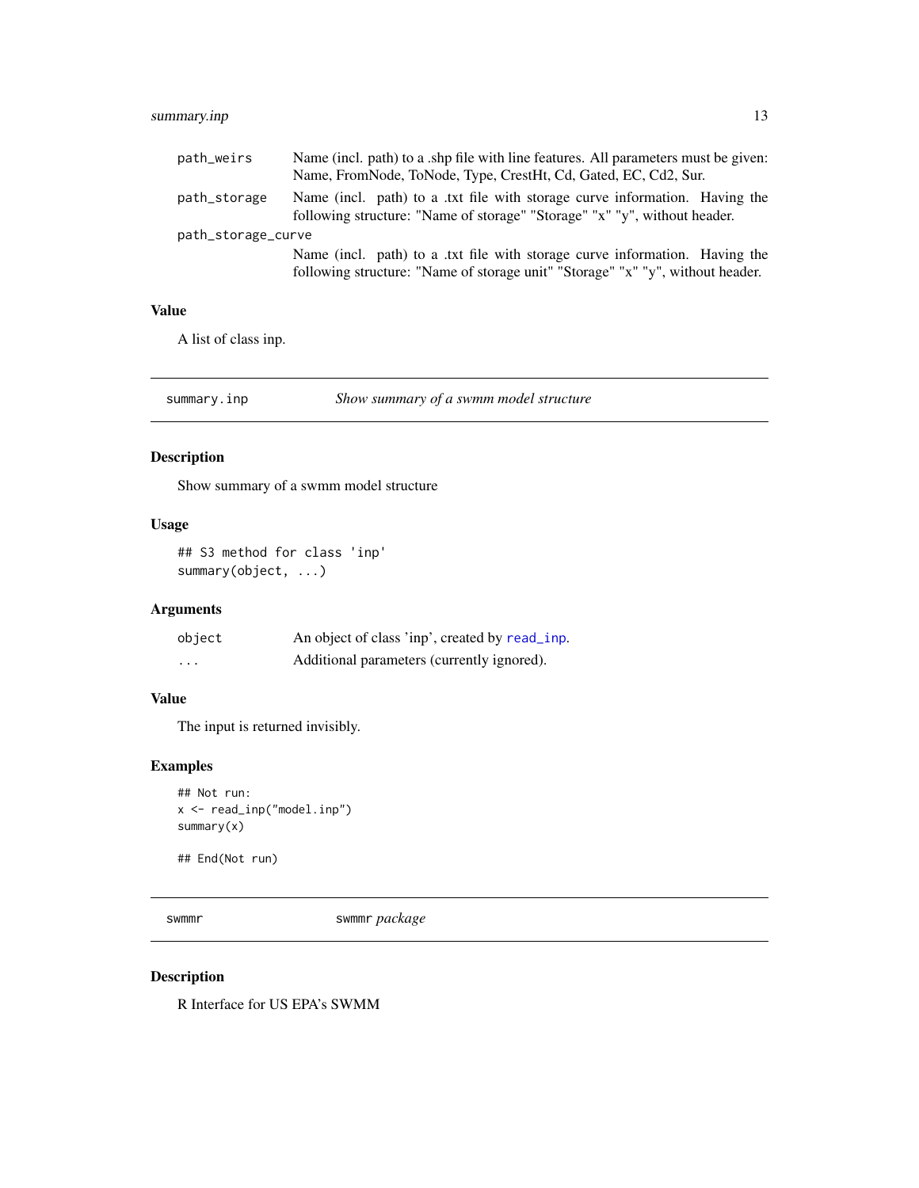| | |
|---|---|
| path_weirs | Name (incl. path) to a .shp file with line features. All parameters must be given: Name, FromNode, ToNode, Type, CrestHt, Cd, Gated, EC, Cd2, Sur. |
| path_storage | Name (incl. path) to a .txt file with storage curve information. Having the following structure: "Name of storage" "Storage" "x" "y", without header. |
| path_storage_curve | Name (incl. path) to a .txt file with storage curve information. Having the following structure: "Name of storage unit" "Storage" "x" "y", without header. |

### Value

A list of class inp.

---

## summary.inp — *Show summary of a swmm model structure*

### Description

Show summary of a swmm model structure

### Usage

```
## S3 method for class 'inp'
summary(object, ...)
```

### Arguments

| | |
|---|---|
| object | An object of class 'inp', created by read_inp. |
| ... | Additional parameters (currently ignored). |

### Value

The input is returned invisibly.

### Examples

```
## Not run:
x <- read_inp("model.inp")
summary(x)

## End(Not run)
```

---

## swmmr — swmmr *package*

### Description

R Interface for US EPA's SWMM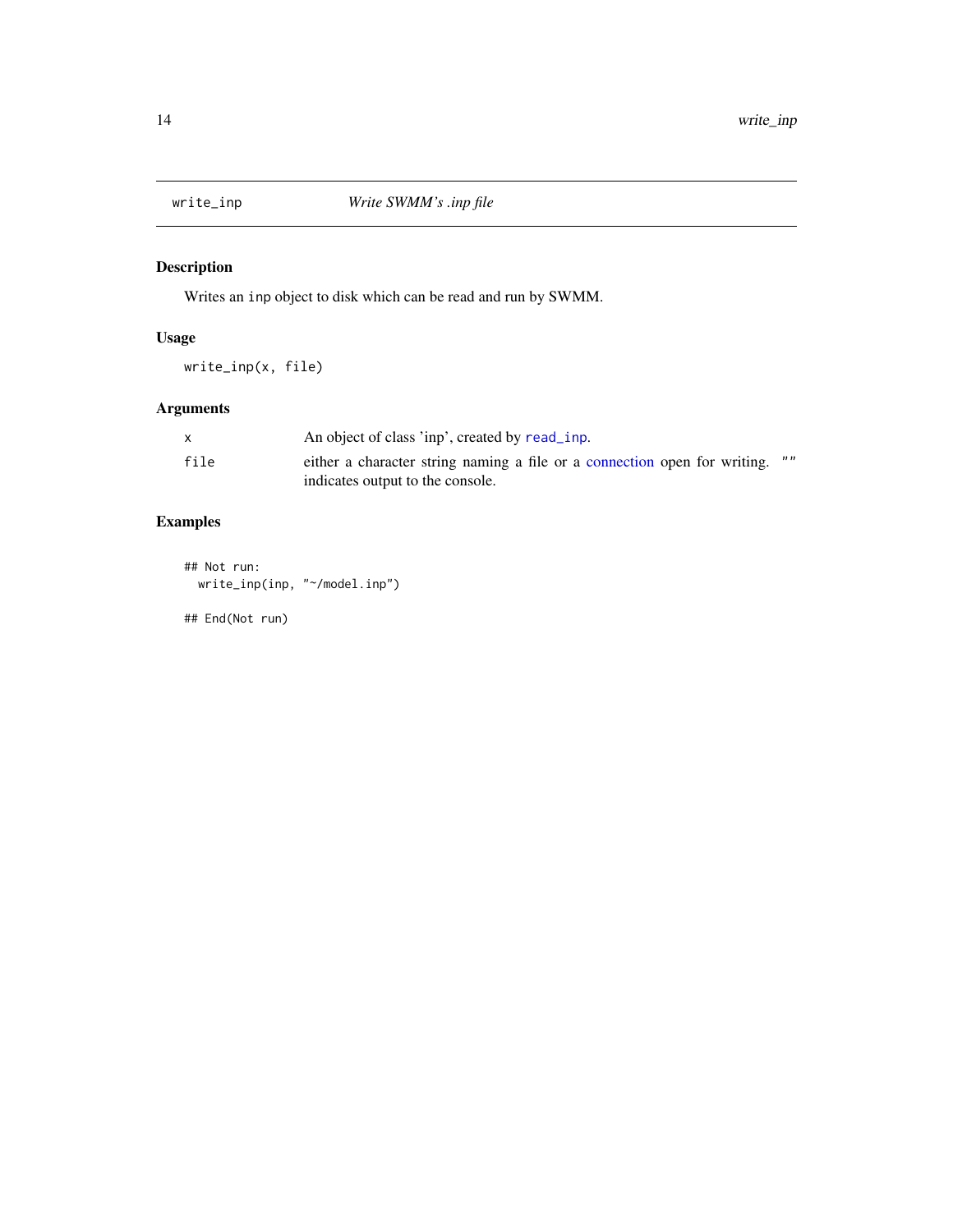# write_inp    *Write SWMM's .inp file*

## Description

Writes an inp object to disk which can be read and run by SWMM.

## Usage

```
write_inp(x, file)
```

## Arguments

| | |
|---|---|
| x | An object of class 'inp', created by read_inp. |
| file | either a character string naming a file or a connection open for writing. "" indicates output to the console. |

## Examples

```
## Not run:
  write_inp(inp, "~/model.inp")

## End(Not run)
```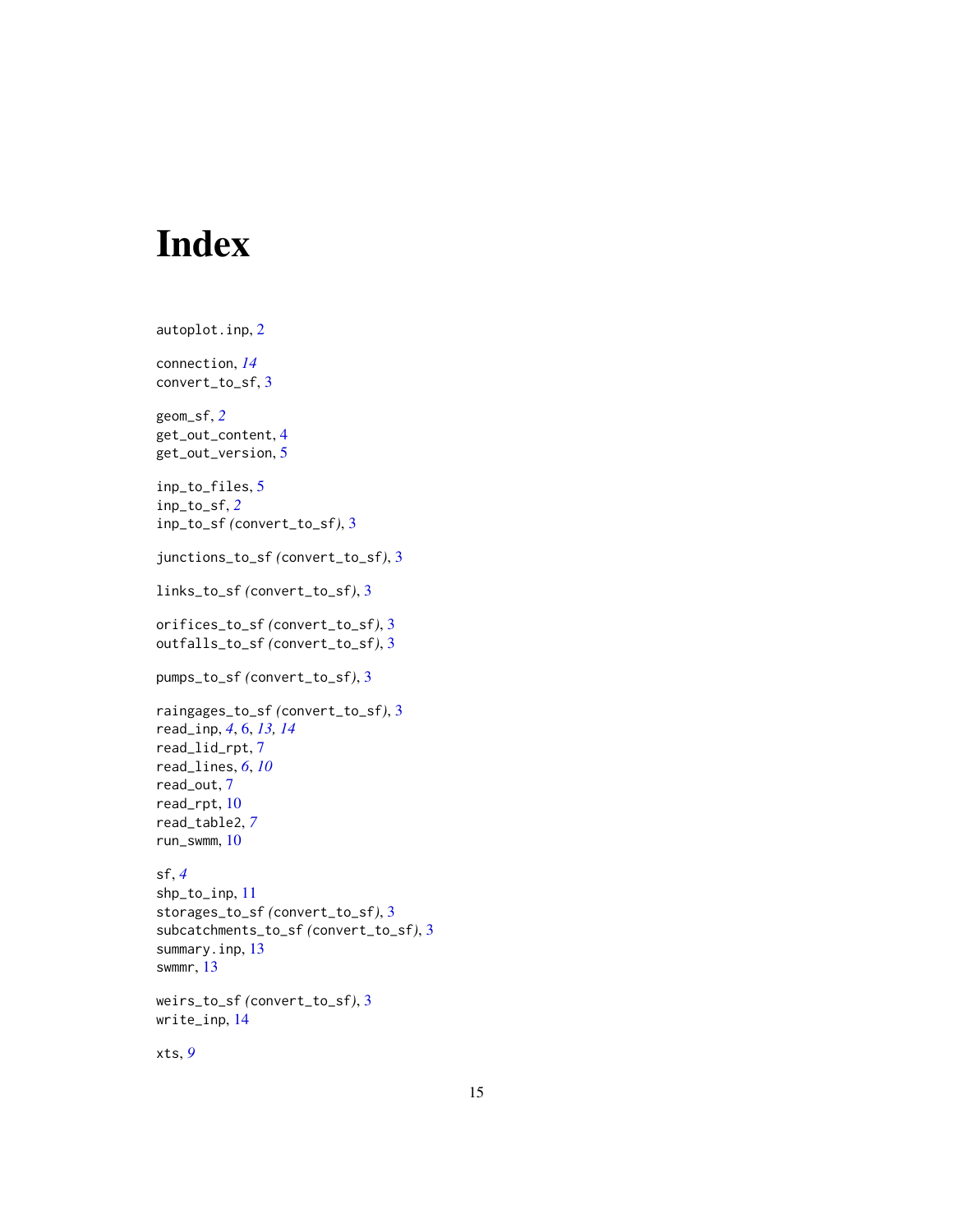# Index

autoplot.inp, 2

connection, *14*
convert_to_sf, 3

geom_sf, *2*
get_out_content, 4
get_out_version, 5

inp_to_files, 5
inp_to_sf, *2*
inp_to_sf *(*convert_to_sf*)*, 3

junctions_to_sf *(*convert_to_sf*)*, 3

links_to_sf *(*convert_to_sf*)*, 3

orifices_to_sf *(*convert_to_sf*)*, 3
outfalls_to_sf *(*convert_to_sf*)*, 3

pumps_to_sf *(*convert_to_sf*)*, 3

raingages_to_sf *(*convert_to_sf*)*, 3
read_inp, *4*, 6, *13, 14*
read_lid_rpt, 7
read_lines, *6*, *10*
read_out, 7
read_rpt, 10
read_table2, *7*
run_swmm, 10

sf, *4*
shp_to_inp, 11
storages_to_sf *(*convert_to_sf*)*, 3
subcatchments_to_sf *(*convert_to_sf*)*, 3
summary.inp, 13
swmmr, 13

weirs_to_sf *(*convert_to_sf*)*, 3
write_inp, 14

xts, *9*